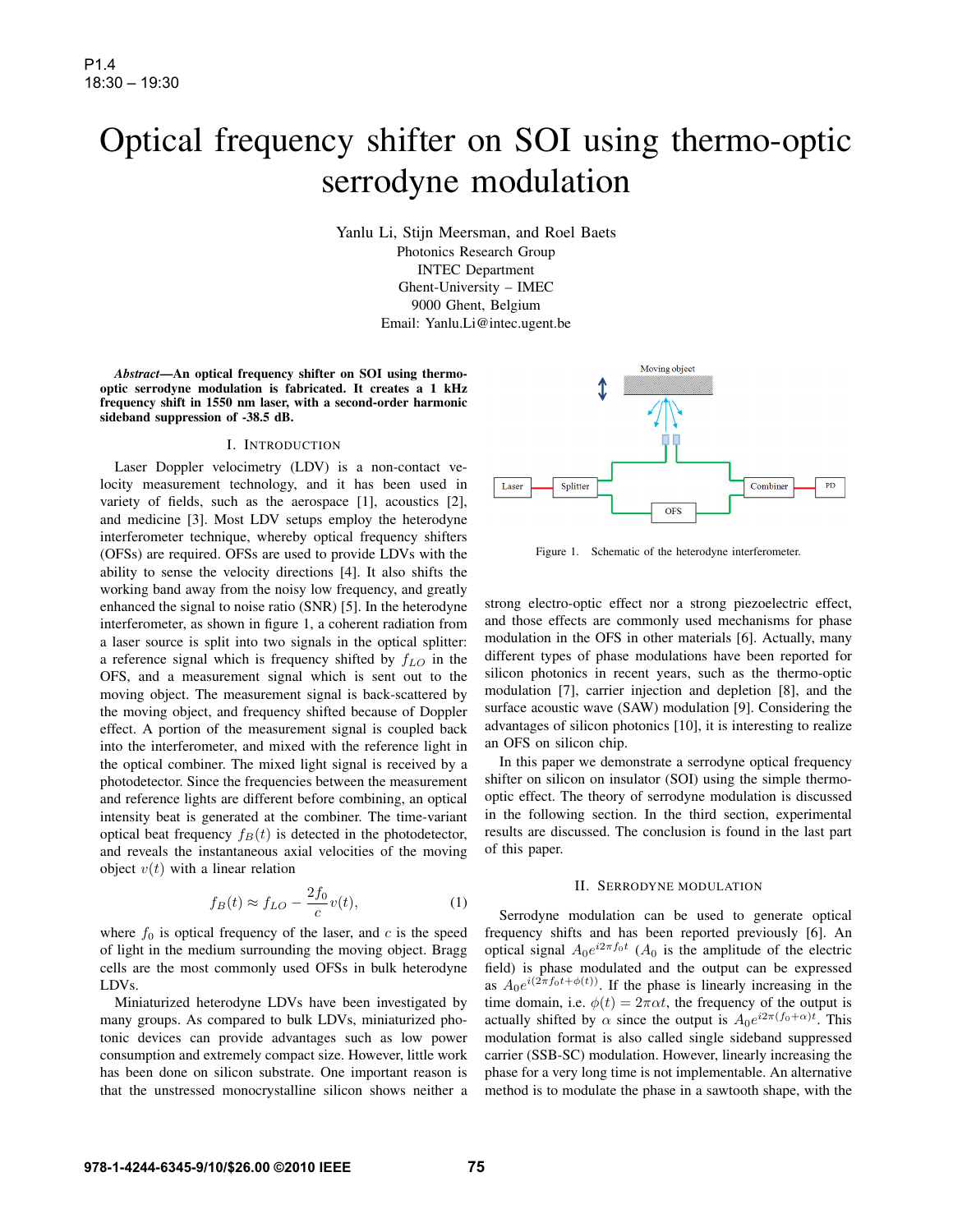# Optical frequency shifter on SOI using thermo-optic serrodyne modulation

Yanlu Li, Stijn Meersman, and Roel Baets
Photonics Research Group
INTEC Department
Ghent-University – IMEC
9000 Ghent, Belgium
Email: Yanlu.Li@intec.ugent.be

***Abstract*—An optical frequency shifter on SOI using thermo-optic serrodyne modulation is fabricated. It creates a 1 kHz frequency shift in 1550 nm laser, with a second-order harmonic sideband suppression of -38.5 dB.**

## I. Introduction

Laser Doppler velocimetry (LDV) is a non-contact velocity measurement technology, and it has been used in variety of fields, such as the aerospace [1], acoustics [2], and medicine [3]. Most LDV setups employ the heterodyne interferometer technique, whereby optical frequency shifters (OFSs) are required. OFSs are used to provide LDVs with the ability to sense the velocity directions [4]. It also shifts the working band away from the noisy low frequency, and greatly enhanced the signal to noise ratio (SNR) [5]. In the heterodyne interferometer, as shown in figure 1, a coherent radiation from a laser source is split into two signals in the optical splitter: a reference signal which is frequency shifted by $f_{LO}$ in the OFS, and a measurement signal which is sent out to the moving object. The measurement signal is back-scattered by the moving object, and frequency shifted because of Doppler effect. A portion of the measurement signal is coupled back into the interferometer, and mixed with the reference light in the optical combiner. The mixed light signal is received by a photodetector. Since the frequencies between the measurement and reference lights are different before combining, an optical intensity beat is generated at the combiner. The time-variant optical beat frequency $f_B(t)$ is detected in the photodetector, and reveals the instantaneous axial velocities of the moving object $v(t)$ with a linear relation

$$f_B(t) \approx f_{LO} - \frac{2f_0}{c}v(t), \tag{1}$$

where $f_0$ is optical frequency of the laser, and $c$ is the speed of light in the medium surrounding the moving object. Bragg cells are the most commonly used OFSs in bulk heterodyne LDVs.

Miniaturized heterodyne LDVs have been investigated by many groups. As compared to bulk LDVs, miniaturized photonic devices can provide advantages such as low power consumption and extremely compact size. However, little work has been done on silicon substrate. One important reason is that the unstressed monocrystalline silicon shows neither a strong electro-optic effect nor a strong piezoelectric effect, and those effects are commonly used mechanisms for phase modulation in the OFS in other materials [6]. Actually, many different types of phase modulations have been reported for silicon photonics in recent years, such as the thermo-optic modulation [7], carrier injection and depletion [8], and the surface acoustic wave (SAW) modulation [9]. Considering the advantages of silicon photonics [10], it is interesting to realize an OFS on silicon chip.

Moving object

Laser — Splitter — OFS — Combiner — PD

Figure 1. Schematic of the heterodyne interferometer.

In this paper we demonstrate a serrodyne optical frequency shifter on silicon on insulator (SOI) using the simple thermo-optic effect. The theory of serrodyne modulation is discussed in the following section. In the third section, experimental results are discussed. The conclusion is found in the last part of this paper.

## II. Serrodyne modulation

Serrodyne modulation can be used to generate optical frequency shifts and has been reported previously [6]. An optical signal $A_0 e^{i2\pi f_0 t}$ ($A_0$ is the amplitude of the electric field) is phase modulated and the output can be expressed as $A_0 e^{i(2\pi f_0 t+\phi(t))}$. If the phase is linearly increasing in the time domain, i.e. $\phi(t) = 2\pi\alpha t$, the frequency of the output is actually shifted by $\alpha$ since the output is $A_0 e^{i2\pi(f_0+\alpha)t}$. This modulation format is also called single sideband suppressed carrier (SSB-SC) modulation. However, linearly increasing the phase for a very long time is not implementable. An alternative method is to modulate the phase in a sawtooth shape, with the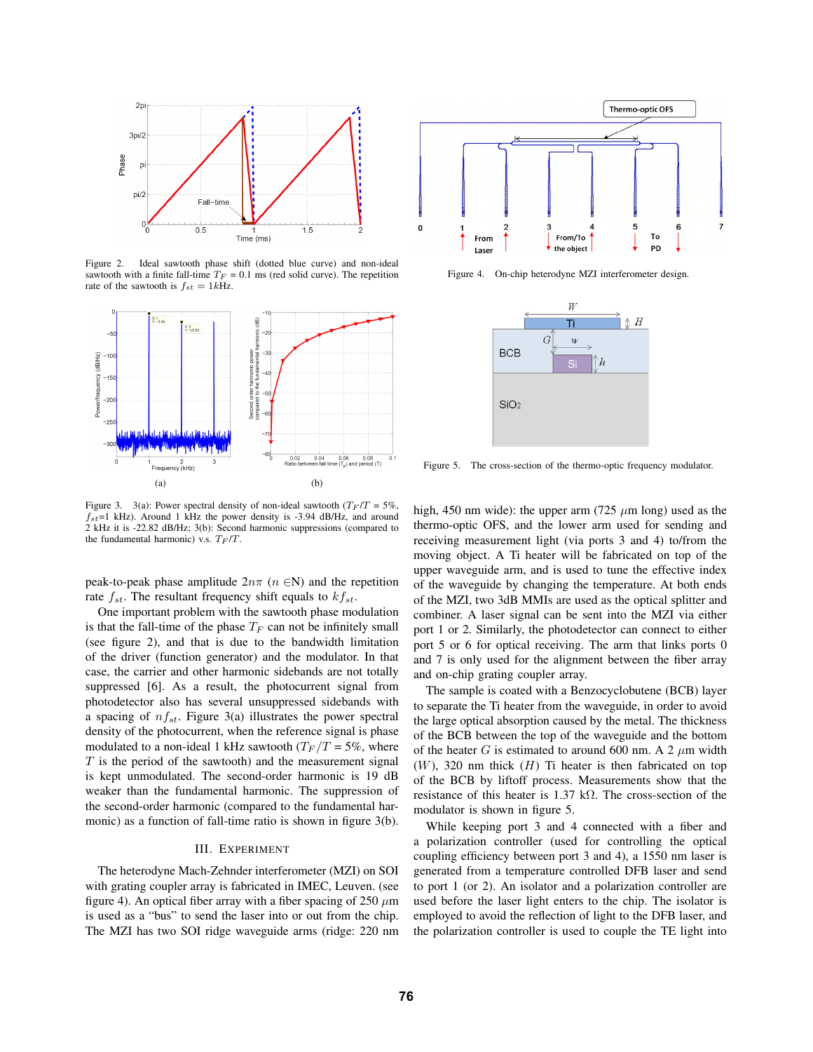Figure 2. Ideal sawtooth phase shift (dotted blue curve) and non-ideal sawtooth with a finite fall-time $T_F$ = 0.1 ms (red solid curve). The repetition rate of the sawtooth is $f_{st}$ = 1kHz.

Figure 3. 3(a): Power spectral density of non-ideal sawtooth ($T_F/T$ = 5%, $f_{st}$=1 kHz). Around 1 kHz the power density is -3.94 dB/Hz, and around 2 kHz it is -22.82 dB/Hz; 3(b): Second harmonic suppressions (compared to the fundamental harmonic) v.s. $T_F/T$.

peak-to-peak phase amplitude $2n\pi$ ($n \in$N) and the repetition rate $f_{st}$. The resultant frequency shift equals to $kf_{st}$.

One important problem with the sawtooth phase modulation is that the fall-time of the phase $T_F$ can not be infinitely small (see figure 2), and that is due to the bandwidth limitation of the driver (function generator) and the modulator. In that case, the carrier and other harmonic sidebands are not totally suppressed [6]. As a result, the photocurrent signal from photodetector also has several unsuppressed sidebands with a spacing of $nf_{st}$. Figure 3(a) illustrates the power spectral density of the photocurrent, when the reference signal is phase modulated to a non-ideal 1 kHz sawtooth ($T_F/T$ = 5%, where $T$ is the period of the sawtooth) and the measurement signal is kept unmodulated. The second-order harmonic is 19 dB weaker than the fundamental harmonic. The suppression of the second-order harmonic (compared to the fundamental harmonic) as a function of fall-time ratio is shown in figure 3(b).

## III. Experiment

The heterodyne Mach-Zehnder interferometer (MZI) on SOI with grating coupler array is fabricated in IMEC, Leuven. (see figure 4). An optical fiber array with a fiber spacing of 250 $\mu$m is used as a "bus" to send the laser into or out from the chip. The MZI has two SOI ridge waveguide arms (ridge: 220 nm high, 450 nm wide): the upper arm (725 $\mu$m long) used as the thermo-optic OFS, and the lower arm used for sending and receiving measurement light (via ports 3 and 4) to/from the moving object. A Ti heater will be fabricated on top of the upper waveguide arm, and is used to tune the effective index of the waveguide by changing the temperature. At both ends of the MZI, two 3dB MMIs are used as the optical splitter and combiner. A laser signal can be sent into the MZI via either port 1 or 2. Similarly, the photodetector can connect to either port 5 or 6 for optical receiving. The arm that links ports 0 and 7 is only used for the alignment between the fiber array and on-chip grating coupler array.

Figure 4. On-chip heterodyne MZI interferometer design.

Figure 5. The cross-section of the thermo-optic frequency modulator.

The sample is coated with a Benzocyclobutene (BCB) layer to separate the Ti heater from the waveguide, in order to avoid the large optical absorption caused by the metal. The thickness of the BCB between the top of the waveguide and the bottom of the heater $G$ is estimated to around 600 nm. A 2 $\mu$m width ($W$), 320 nm thick ($H$) Ti heater is then fabricated on top of the BCB by liftoff process. Measurements show that the resistance of this heater is 1.37 kΩ. The cross-section of the modulator is shown in figure 5.

While keeping port 3 and 4 connected with a fiber and a polarization controller (used for controlling the optical coupling efficiency between port 3 and 4), a 1550 nm laser is generated from a temperature controlled DFB laser and send to port 1 (or 2). An isolator and a polarization controller are used before the laser light enters to the chip. The isolator is employed to avoid the reflection of light to the DFB laser, and the polarization controller is used to couple the TE light into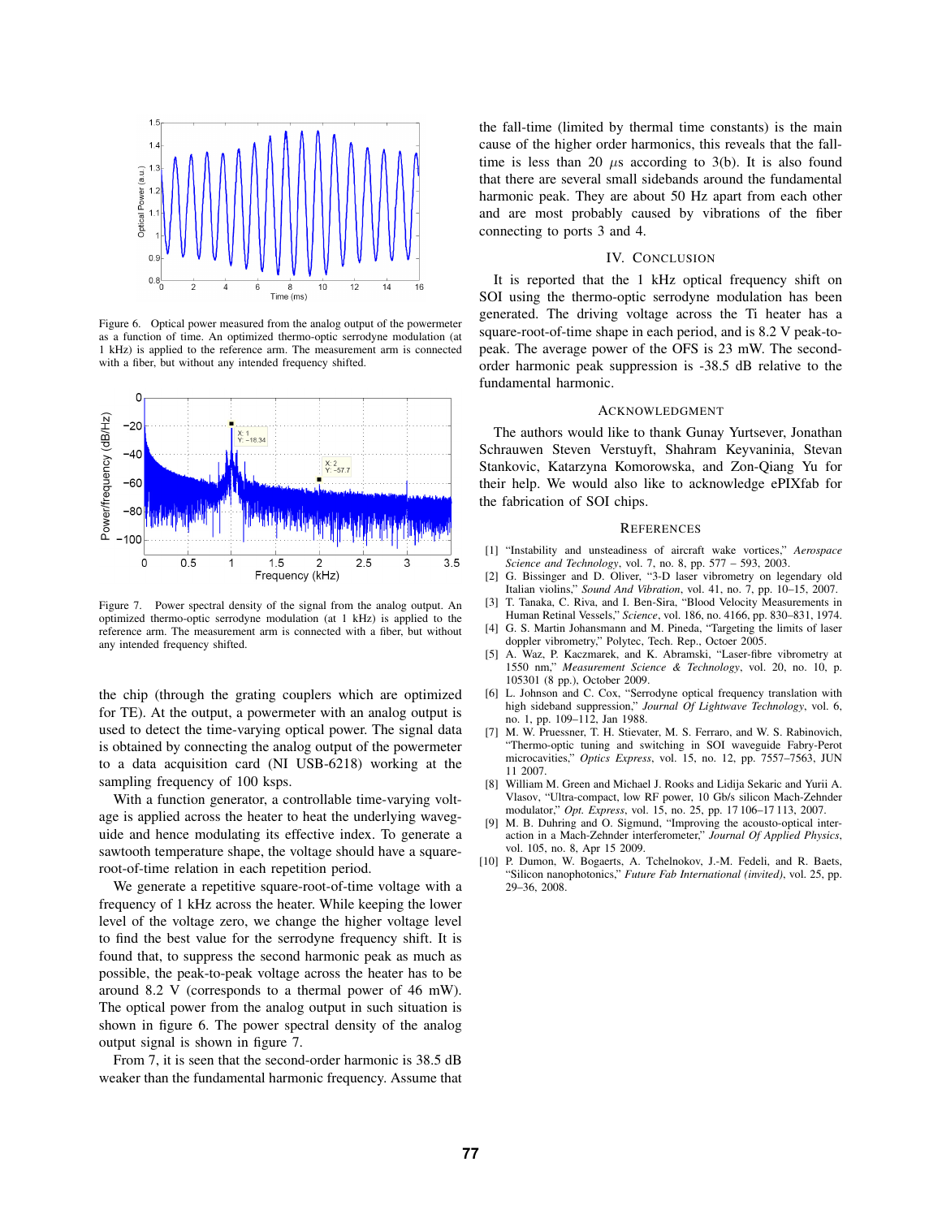1.5
1.4
1.3
1.2
1.1
1
0.9
0.8
Optical Power (a.u.)
0
2
4
6
8
10
12
14
16
Time (ms)

Figure 6. Optical power measured from the analog output of the powermeter as a function of time. An optimized thermo-optic serrodyne modulation (at 1 kHz) is applied to the reference arm. The measurement arm is connected with a fiber, but without any intended frequency shifted.

0
−20
−40
−60
−80
−100
Power/frequency (dB/Hz)
X: 1
Y: −18.34
X: 2
Y: −57.7
0
0.5
1
1.5
2
2.5
3
3.5
Frequency (kHz)

Figure 7. Power spectral density of the signal from the analog output. An optimized thermo-optic serrodyne modulation (at 1 kHz) is applied to the reference arm. The measurement arm is connected with a fiber, but without any intended frequency shifted.

the chip (through the grating couplers which are optimized for TE). At the output, a powermeter with an analog output is used to detect the time-varying optical power. The signal data is obtained by connecting the analog output of the powermeter to a data acquisition card (NI USB-6218) working at the sampling frequency of 100 ksps.

With a function generator, a controllable time-varying voltage is applied across the heater to heat the underlying waveguide and hence modulating its effective index. To generate a sawtooth temperature shape, the voltage should have a square-root-of-time relation in each repetition period.

We generate a repetitive square-root-of-time voltage with a frequency of 1 kHz across the heater. While keeping the lower level of the voltage zero, we change the higher voltage level to find the best value for the serrodyne frequency shift. It is found that, to suppress the second harmonic peak as much as possible, the peak-to-peak voltage across the heater has to be around 8.2 V (corresponds to a thermal power of 46 mW). The optical power from the analog output in such situation is shown in figure 6. The power spectral density of the analog output signal is shown in figure 7.

From 7, it is seen that the second-order harmonic is 38.5 dB weaker than the fundamental harmonic frequency. Assume that the fall-time (limited by thermal time constants) is the main cause of the higher order harmonics, this reveals that the fall-time is less than 20 $\mu$s according to 3(b). It is also found that there are several small sidebands around the fundamental harmonic peak. They are about 50 Hz apart from each other and are most probably caused by vibrations of the fiber connecting to ports 3 and 4.

## IV. Conclusion

It is reported that the 1 kHz optical frequency shift on SOI using the thermo-optic serrodyne modulation has been generated. The driving voltage across the Ti heater has a square-root-of-time shape in each period, and is 8.2 V peak-to-peak. The average power of the OFS is 23 mW. The second-order harmonic peak suppression is -38.5 dB relative to the fundamental harmonic.

## Acknowledgment

The authors would like to thank Gunay Yurtsever, Jonathan Schrauwen Steven Verstuyft, Shahram Keyvaninia, Stevan Stankovic, Katarzyna Komorowska, and Zon-Qiang Yu for their help. We would also like to acknowledge ePIXfab for the fabrication of SOI chips.

## References

[1] "Instability and unsteadiness of aircraft wake vortices," *Aerospace Science and Technology*, vol. 7, no. 8, pp. 577 – 593, 2003.

[2] G. Bissinger and D. Oliver, "3-D laser vibrometry on legendary old Italian violins," *Sound And Vibration*, vol. 41, no. 7, pp. 10–15, 2007.

[3] T. Tanaka, C. Riva, and I. Ben-Sira, "Blood Velocity Measurements in Human Retinal Vessels," *Science*, vol. 186, no. 4166, pp. 830–831, 1974.

[4] G. S. Martin Johansmann and M. Pineda, "Targeting the limits of laser doppler vibrometry," Polytec, Tech. Rep., Octoer 2005.

[5] A. Waz, P. Kaczmarek, and K. Abramski, "Laser-fibre vibrometry at 1550 nm," *Measurement Science & Technology*, vol. 20, no. 10, p. 105301 (8 pp.), October 2009.

[6] L. Johnson and C. Cox, "Serrodyne optical frequency translation with high sideband suppression," *Journal Of Lightwave Technology*, vol. 6, no. 1, pp. 109–112, Jan 1988.

[7] M. W. Pruessner, T. H. Stievater, M. S. Ferraro, and W. S. Rabinovich, "Thermo-optic tuning and switching in SOI waveguide Fabry-Perot microcavities," *Optics Express*, vol. 15, no. 12, pp. 7557–7563, JUN 11 2007.

[8] William M. Green and Michael J. Rooks and Lidija Sekaric and Yurii A. Vlasov, "Ultra-compact, low RF power, 10 Gb/s silicon Mach-Zehnder modulator," *Opt. Express*, vol. 15, no. 25, pp. 17 106–17 113, 2007.

[9] M. B. Duhring and O. Sigmund, "Improving the acousto-optical interaction in a Mach-Zehnder interferometer," *Journal Of Applied Physics*, vol. 105, no. 8, Apr 15 2009.

[10] P. Dumon, W. Bogaerts, A. Tchelnokov, J.-M. Fedeli, and R. Baets, "Silicon nanophotonics," *Future Fab International (invited)*, vol. 25, pp. 29–36, 2008.